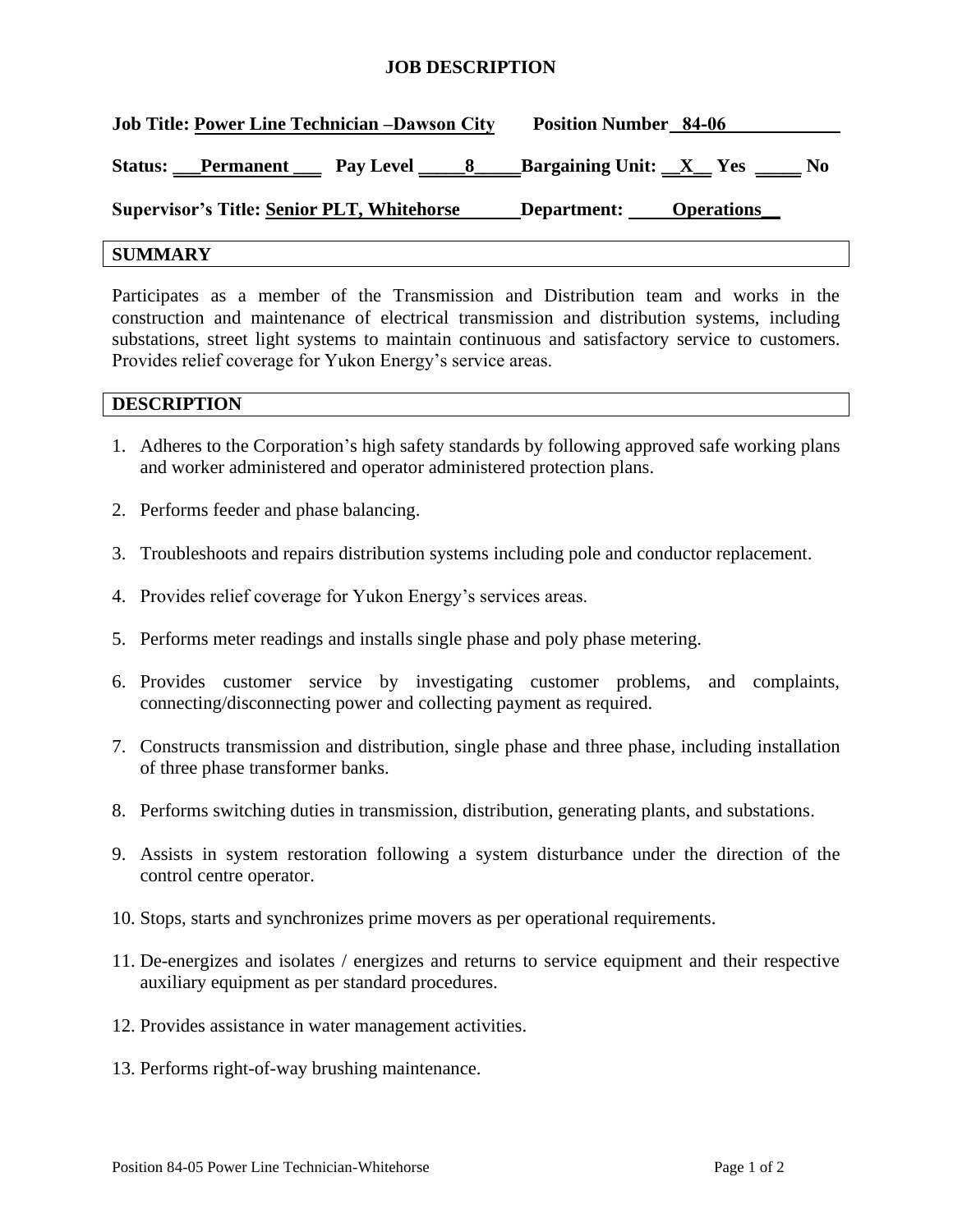# JOB DESCRIPTION

**Job Title:** Power Line Technician –Dawson City **Position Number** 84-06

**Status:** Permanent **Pay Level** 8 **Bargaining Unit:** X Yes ___ No

**Supervisor's Title:** Senior PLT, Whitehorse **Department:** Operations

## SUMMARY

Participates as a member of the Transmission and Distribution team and works in the construction and maintenance of electrical transmission and distribution systems, including substations, street light systems to maintain continuous and satisfactory service to customers. Provides relief coverage for Yukon Energy's service areas.

## DESCRIPTION

1. Adheres to the Corporation's high safety standards by following approved safe working plans and worker administered and operator administered protection plans.
2. Performs feeder and phase balancing.
3. Troubleshoots and repairs distribution systems including pole and conductor replacement.
4. Provides relief coverage for Yukon Energy's services areas.
5. Performs meter readings and installs single phase and poly phase metering.
6. Provides customer service by investigating customer problems, and complaints, connecting/disconnecting power and collecting payment as required.
7. Constructs transmission and distribution, single phase and three phase, including installation of three phase transformer banks.
8. Performs switching duties in transmission, distribution, generating plants, and substations.
9. Assists in system restoration following a system disturbance under the direction of the control centre operator.
10. Stops, starts and synchronizes prime movers as per operational requirements.
11. De-energizes and isolates / energizes and returns to service equipment and their respective auxiliary equipment as per standard procedures.
12. Provides assistance in water management activities.
13. Performs right-of-way brushing maintenance.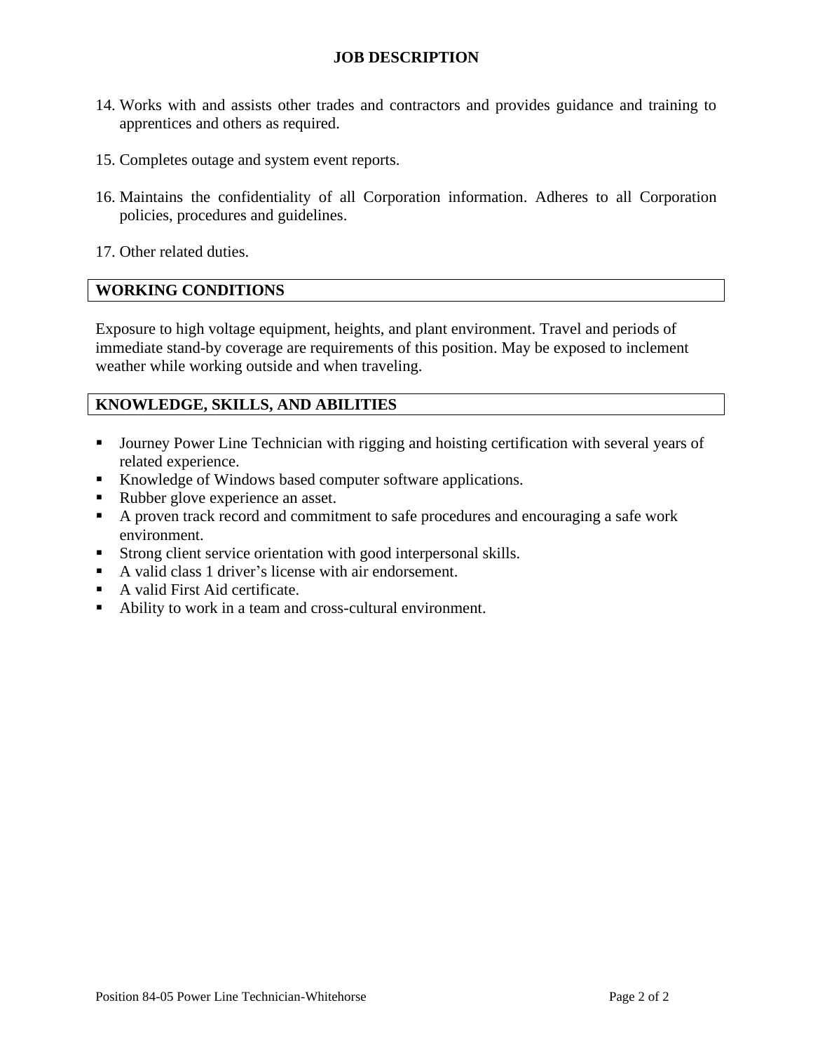# JOB DESCRIPTION

14. Works with and assists other trades and contractors and provides guidance and training to apprentices and others as required.

15. Completes outage and system event reports.

16. Maintains the confidentiality of all Corporation information. Adheres to all Corporation policies, procedures and guidelines.

17. Other related duties.

## WORKING CONDITIONS

Exposure to high voltage equipment, heights, and plant environment. Travel and periods of immediate stand-by coverage are requirements of this position. May be exposed to inclement weather while working outside and when traveling.

## KNOWLEDGE, SKILLS, AND ABILITIES

- Journey Power Line Technician with rigging and hoisting certification with several years of related experience.
- Knowledge of Windows based computer software applications.
- Rubber glove experience an asset.
- A proven track record and commitment to safe procedures and encouraging a safe work environment.
- Strong client service orientation with good interpersonal skills.
- A valid class 1 driver's license with air endorsement.
- A valid First Aid certificate.
- Ability to work in a team and cross-cultural environment.